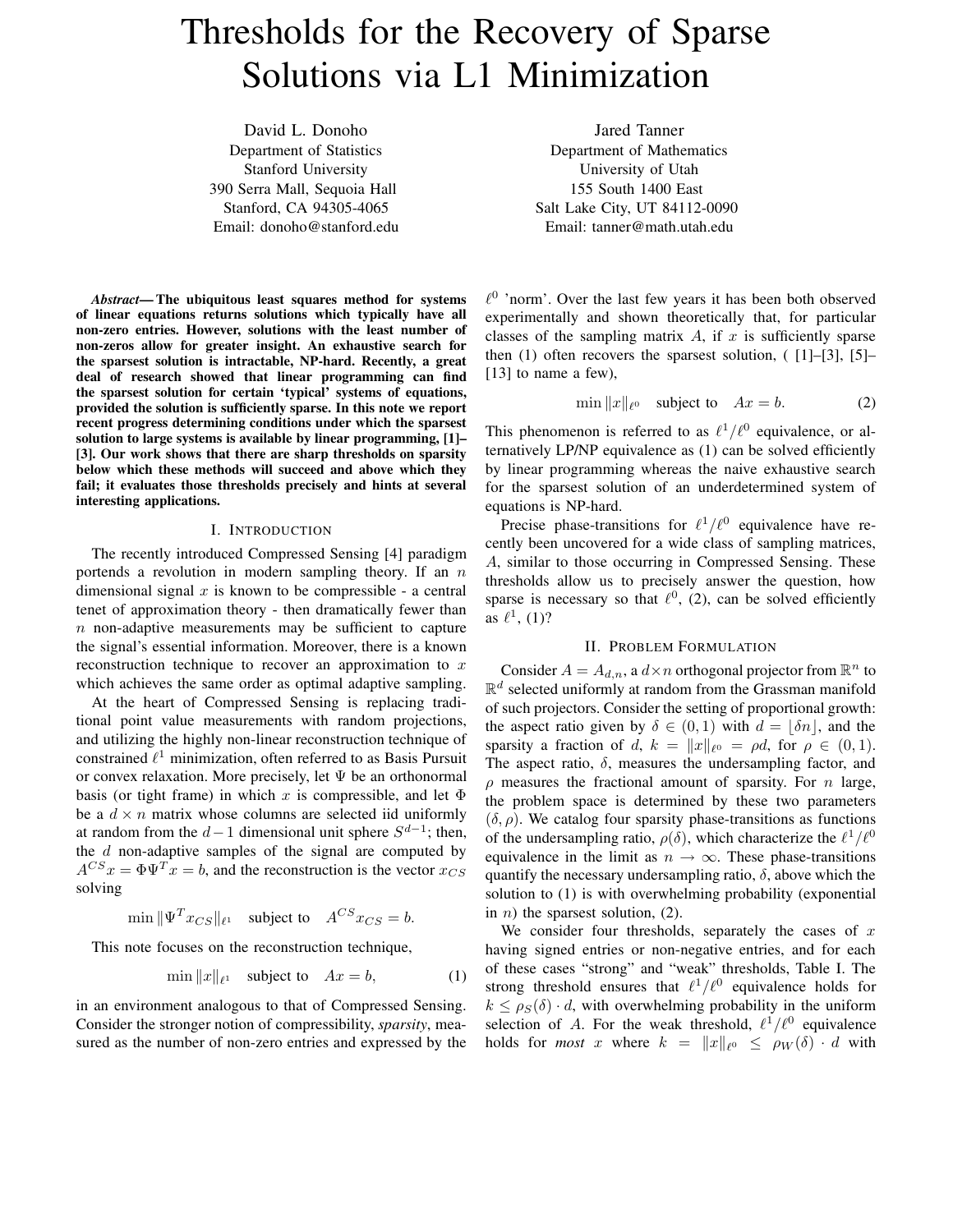# Thresholds for the Recovery of Sparse Solutions via L1 Minimization

David L. Donoho
Department of Statistics
Stanford University
390 Serra Mall, Sequoia Hall
Stanford, CA 94305-4065
Email: donoho@stanford.edu

Jared Tanner
Department of Mathematics
University of Utah
155 South 1400 East
Salt Lake City, UT 84112-0090
Email: tanner@math.utah.edu

***Abstract*— The ubiquitous least squares method for systems of linear equations returns solutions which typically have all non-zero entries. However, solutions with the least number of non-zeros allow for greater insight. An exhaustive search for the sparsest solution is intractable, NP-hard. Recently, a great deal of research showed that linear programming can find the sparsest solution for certain 'typical' systems of equations, provided the solution is sufficiently sparse. In this note we report recent progress determining conditions under which the sparsest solution to large systems is available by linear programming, [1]–[3]. Our work shows that there are sharp thresholds on sparsity below which these methods will succeed and above which they fail; it evaluates those thresholds precisely and hints at several interesting applications.**

## I. Introduction

The recently introduced Compressed Sensing [4] paradigm portends a revolution in modern sampling theory. If an $n$ dimensional signal $x$ is known to be compressible - a central tenet of approximation theory - then dramatically fewer than $n$ non-adaptive measurements may be sufficient to capture the signal's essential information. Moreover, there is a known reconstruction technique to recover an approximation to $x$ which achieves the same order as optimal adaptive sampling.

At the heart of Compressed Sensing is replacing traditional point value measurements with random projections, and utilizing the highly non-linear reconstruction technique of constrained $\ell^1$ minimization, often referred to as Basis Pursuit or convex relaxation. More precisely, let $\Psi$ be an orthonormal basis (or tight frame) in which $x$ is compressible, and let $\Phi$ be a $d \times n$ matrix whose columns are selected iid uniformly at random from the $d-1$ dimensional unit sphere $S^{d-1}$; then, the $d$ non-adaptive samples of the signal are computed by $A^{CS}x = \Phi\Psi^T x = b$, and the reconstruction is the vector $x_{CS}$ solving

$$\min \|\Psi^T x_{CS}\|_{\ell^1} \quad \text{subject to} \quad A^{CS}x_{CS} = b.$$

This note focuses on the reconstruction technique,

$$\min \|x\|_{\ell^1} \quad \text{subject to} \quad Ax = b, \tag{1}$$

in an environment analogous to that of Compressed Sensing. Consider the stronger notion of compressibility, *sparsity*, measured as the number of non-zero entries and expressed by the $\ell^0$ 'norm'. Over the last few years it has been both observed experimentally and shown theoretically that, for particular classes of the sampling matrix $A$, if $x$ is sufficiently sparse then (1) often recovers the sparsest solution, ( [1]–[3], [5]–[13] to name a few),

$$\min \|x\|_{\ell^0} \quad \text{subject to} \quad Ax = b. \tag{2}$$

This phenomenon is referred to as $\ell^1/\ell^0$ equivalence, or alternatively LP/NP equivalence as (1) can be solved efficiently by linear programming whereas the naive exhaustive search for the sparsest solution of an underdetermined system of equations is NP-hard.

Precise phase-transitions for $\ell^1/\ell^0$ equivalence have recently been uncovered for a wide class of sampling matrices, $A$, similar to those occurring in Compressed Sensing. These thresholds allow us to precisely answer the question, how sparse is necessary so that $\ell^0$, (2), can be solved efficiently as $\ell^1$, (1)?

## II. Problem Formulation

Consider $A = A_{d,n}$, a $d \times n$ orthogonal projector from $\mathbb{R}^n$ to $\mathbb{R}^d$ selected uniformly at random from the Grassman manifold of such projectors. Consider the setting of proportional growth: the aspect ratio given by $\delta \in (0,1)$ with $d = \lfloor \delta n \rfloor$, and the sparsity a fraction of $d$, $k = \|x\|_{\ell^0} = \rho d$, for $\rho \in (0,1)$. The aspect ratio, $\delta$, measures the undersampling factor, and $\rho$ measures the fractional amount of sparsity. For $n$ large, the problem space is determined by these two parameters $(\delta, \rho)$. We catalog four sparsity phase-transitions as functions of the undersampling ratio, $\rho(\delta)$, which characterize the $\ell^1/\ell^0$ equivalence in the limit as $n \to \infty$. These phase-transitions quantify the necessary undersampling ratio, $\delta$, above which the solution to (1) is with overwhelming probability (exponential in $n$) the sparsest solution, (2).

We consider four thresholds, separately the cases of $x$ having signed entries or non-negative entries, and for each of these cases "strong" and "weak" thresholds, Table I. The strong threshold ensures that $\ell^1/\ell^0$ equivalence holds for $k \le \rho_S(\delta) \cdot d$, with overwhelming probability in the uniform selection of $A$. For the weak threshold, $\ell^1/\ell^0$ equivalence holds for *most* $x$ where $k = \|x\|_{\ell^0} \le \rho_W(\delta) \cdot d$ with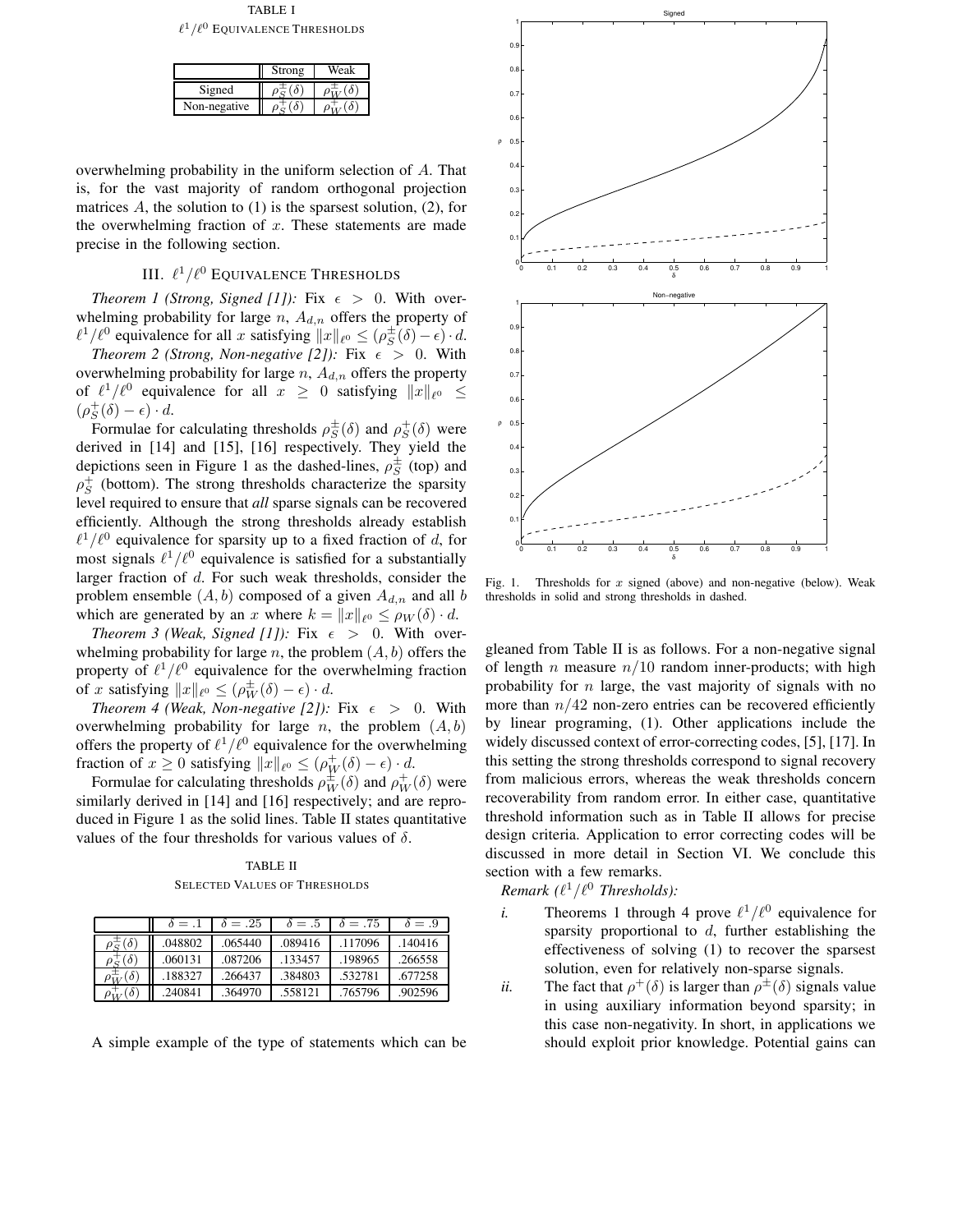TABLE I

$\ell^1/\ell^0$ EQUIVALENCE THRESHOLDS

| | Strong | Weak |
|---|---|---|
| Signed | $\rho_S^{\pm}(\delta)$ | $\rho_W^{\pm}(\delta)$ |
| Non-negative | $\rho_S^{+}(\delta)$ | $\rho_W^{+}(\delta)$ |

overwhelming probability in the uniform selection of $A$. That is, for the vast majority of random orthogonal projection matrices $A$, the solution to (1) is the sparsest solution, (2), for the overwhelming fraction of $x$. These statements are made precise in the following section.

## III. $\ell^1/\ell^0$ EQUIVALENCE THRESHOLDS

*Theorem 1 (Strong, Signed [1]):* Fix $\epsilon > 0$. With overwhelming probability for large $n$, $A_{d,n}$ offers the property of $\ell^1/\ell^0$ equivalence for all $x$ satisfying $\|x\|_{\ell^0} \le (\rho_S^{\pm}(\delta) - \epsilon) \cdot d$.

*Theorem 2 (Strong, Non-negative [2]):* Fix $\epsilon > 0$. With overwhelming probability for large $n$, $A_{d,n}$ offers the property of $\ell^1/\ell^0$ equivalence for all $x \ge 0$ satisfying $\|x\|_{\ell^0} \le (\rho_S^{+}(\delta) - \epsilon) \cdot d$.

Formulae for calculating thresholds $\rho_S^{\pm}(\delta)$ and $\rho_S^{+}(\delta)$ were derived in [14] and [15], [16] respectively. They yield the depictions seen in Figure 1 as the dashed-lines, $\rho_S^{\pm}$ (top) and $\rho_S^{+}$ (bottom). The strong thresholds characterize the sparsity level required to ensure that *all* sparse signals can be recovered efficiently. Although the strong thresholds already establish $\ell^1/\ell^0$ equivalence for sparsity up to a fixed fraction of $d$, for most signals $\ell^1/\ell^0$ equivalence is satisfied for a substantially larger fraction of $d$. For such weak thresholds, consider the problem ensemble $(A, b)$ composed of a given $A_{d,n}$ and all $b$ which are generated by an $x$ where $k = \|x\|_{\ell^0} \le \rho_W(\delta) \cdot d$.

*Theorem 3 (Weak, Signed [1]):* Fix $\epsilon > 0$. With overwhelming probability for large $n$, the problem $(A, b)$ offers the property of $\ell^1/\ell^0$ equivalence for the overwhelming fraction of $x$ satisfying $\|x\|_{\ell^0} \le (\rho_W^{\pm}(\delta) - \epsilon) \cdot d$.

*Theorem 4 (Weak, Non-negative [2]):* Fix $\epsilon > 0$. With overwhelming probability for large $n$, the problem $(A, b)$ offers the property of $\ell^1/\ell^0$ equivalence for the overwhelming fraction of $x \ge 0$ satisfying $\|x\|_{\ell^0} \le (\rho_W^{+}(\delta) - \epsilon) \cdot d$.

Formulae for calculating thresholds $\rho_W^{\pm}(\delta)$ and $\rho_W^{+}(\delta)$ were similarly derived in [14] and [16] respectively; and are reproduced in Figure 1 as the solid lines. Table II states quantitative values of the four thresholds for various values of $\delta$.

TABLE II

SELECTED VALUES OF THRESHOLDS

| | $\delta = .1$ | $\delta = .25$ | $\delta = .5$ | $\delta = .75$ | $\delta = .9$ |
|---|---|---|---|---|---|
| $\rho_S^{\pm}(\delta)$ | .048802 | .065440 | .089416 | .117096 | .140416 |
| $\rho_S^{+}(\delta)$ | .060131 | .087206 | .133457 | .198965 | .266558 |
| $\rho_W^{\pm}(\delta)$ | .188327 | .266437 | .384803 | .532781 | .677258 |
| $\rho_W^{+}(\delta)$ | .240841 | .364970 | .558121 | .765796 | .902596 |

A simple example of the type of statements which can be gleaned from Table II is as follows. For a non-negative signal of length $n$ measure $n/10$ random inner-products; with high probability for $n$ large, the vast majority of signals with no more than $n/42$ non-zero entries can be recovered efficiently by linear programing, (1). Other applications include the widely discussed context of error-correcting codes, [5], [17]. In this setting the strong thresholds correspond to signal recovery from malicious errors, whereas the weak thresholds concern recoverability from random error. In either case, quantitative threshold information such as in Table II allows for precise design criteria. Application to error correcting codes will be discussed in more detail in Section VI. We conclude this section with a few remarks.

Fig. 1. Thresholds for $x$ signed (above) and non-negative (below). Weak thresholds in solid and strong thresholds in dashed.

*Remark ($\ell^1/\ell^0$ Thresholds):*

*i.* Theorems 1 through 4 prove $\ell^1/\ell^0$ equivalence for sparsity proportional to $d$, further establishing the effectiveness of solving (1) to recover the sparsest solution, even for relatively non-sparse signals.

*ii.* The fact that $\rho^{+}(\delta)$ is larger than $\rho^{\pm}(\delta)$ signals value in using auxiliary information beyond sparsity; in this case non-negativity. In short, in applications we should exploit prior knowledge. Potential gains can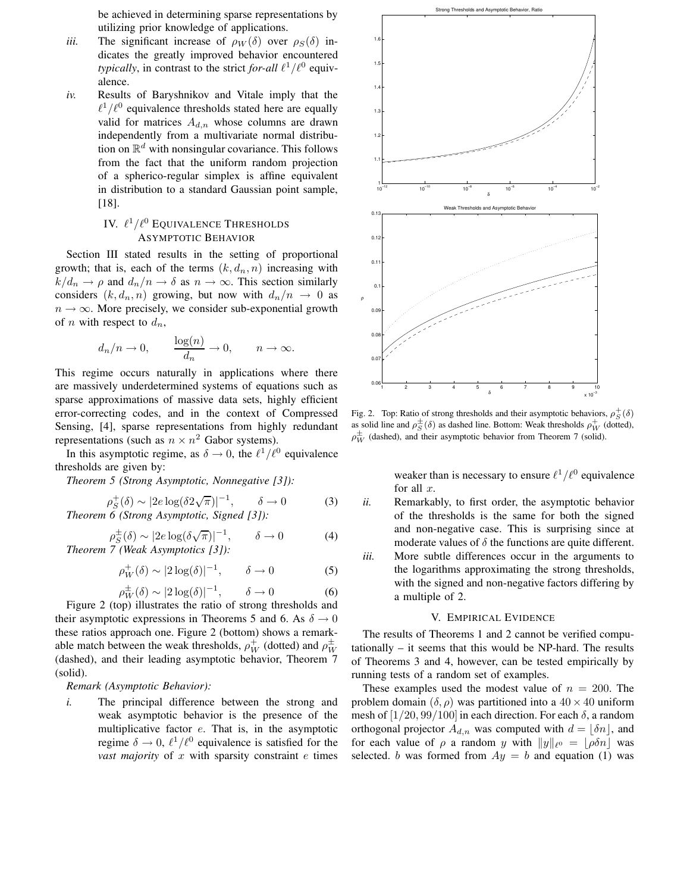be achieved in determining sparse representations by utilizing prior knowledge of applications.

*iii.* The significant increase of $\rho_W(\delta)$ over $\rho_S(\delta)$ indicates the greatly improved behavior encountered *typically*, in contrast to the strict *for-all* $\ell^1/\ell^0$ equivalence.

*iv.* Results of Baryshnikov and Vitale imply that the $\ell^1/\ell^0$ equivalence thresholds stated here are equally valid for matrices $A_{d,n}$ whose columns are drawn independently from a multivariate normal distribution on $\mathbb{R}^d$ with nonsingular covariance. This follows from the fact that the uniform random projection of a spherico-regular simplex is affine equivalent in distribution to a standard Gaussian point sample, [18].

## IV. $\ell^1/\ell^0$ Equivalence Thresholds Asymptotic Behavior

Section III stated results in the setting of proportional growth; that is, each of the terms $(k, d_n, n)$ increasing with $k/d_n \to \rho$ and $d_n/n \to \delta$ as $n \to \infty$. This section similarly considers $(k, d_n, n)$ growing, but now with $d_n/n \to 0$ as $n \to \infty$. More precisely, we consider sub-exponential growth of $n$ with respect to $d_n$,

$$d_n/n \to 0, \qquad \frac{\log(n)}{d_n} \to 0, \qquad n \to \infty.$$

This regime occurs naturally in applications where there are massively underdetermined systems of equations such as sparse approximations of massive data sets, highly efficient error-correcting codes, and in the context of Compressed Sensing, [4], sparse representations from highly redundant representations (such as $n \times n^2$ Gabor systems).

In this asymptotic regime, as $\delta \to 0$, the $\ell^1/\ell^0$ equivalence thresholds are given by:

*Theorem 5 (Strong Asymptotic, Nonnegative [3]):*

$$\rho_S^+(\delta) \sim |2e\log(\delta 2\sqrt{\pi})|^{-1}, \qquad \delta \to 0 \tag{3}$$

*Theorem 6 (Strong Asymptotic, Signed [3]):*

$$\rho_S^\pm(\delta) \sim |2e\log(\delta\sqrt{\pi})|^{-1}, \qquad \delta \to 0 \tag{4}$$

*Theorem 7 (Weak Asymptotics [3]):*

$$\rho_W^+(\delta) \sim |2\log(\delta)|^{-1}, \qquad \delta \to 0 \tag{5}$$

$$\rho_W^\pm(\delta) \sim |2\log(\delta)|^{-1}, \qquad \delta \to 0 \tag{6}$$

Figure 2 (top) illustrates the ratio of strong thresholds and their asymptotic expressions in Theorems 5 and 6. As $\delta \to 0$ these ratios approach one. Figure 2 (bottom) shows a remarkable match between the weak thresholds, $\rho_W^+$ (dotted) and $\rho_W^\pm$ (dashed), and their leading asymptotic behavior, Theorem 7 (solid).

*Remark (Asymptotic Behavior):*

*i.* The principal difference between the strong and weak asymptotic behavior is the presence of the multiplicative factor $e$. That is, in the asymptotic regime $\delta \to 0$, $\ell^1/\ell^0$ equivalence is satisfied for the *vast majority* of $x$ with sparsity constraint $e$ times weaker than is necessary to ensure $\ell^1/\ell^0$ equivalence for all $x$.

*ii.* Remarkably, to first order, the asymptotic behavior of the thresholds is the same for both the signed and non-negative case. This is surprising since at moderate values of $\delta$ the functions are quite different.

*iii.* More subtle differences occur in the arguments to the logarithms approximating the strong thresholds, with the signed and non-negative factors differing by a multiple of 2.

Fig. 2. Top: Ratio of strong thresholds and their asymptotic behaviors, $\rho_S^+(\delta)$ as solid line and $\rho_S^\pm(\delta)$ as dashed line. Bottom: Weak thresholds $\rho_W^+$ (dotted), $\rho_W^\pm$ (dashed), and their asymptotic behavior from Theorem 7 (solid).

## V. Empirical Evidence

The results of Theorems 1 and 2 cannot be verified computationally – it seems that this would be NP-hard. The results of Theorems 3 and 4, however, can be tested empirically by running tests of a random set of examples.

These examples used the modest value of $n = 200$. The problem domain $(\delta, \rho)$ was partitioned into a $40 \times 40$ uniform mesh of $[1/20, 99/100]$ in each direction. For each $\delta$, a random orthogonal projector $A_{d,n}$ was computed with $d = \lfloor \delta n \rfloor$, and for each value of $\rho$ a random $y$ with $\|y\|_{\ell^0} = \lfloor \rho\delta n \rfloor$ was selected. $b$ was formed from $Ay = b$ and equation (1) was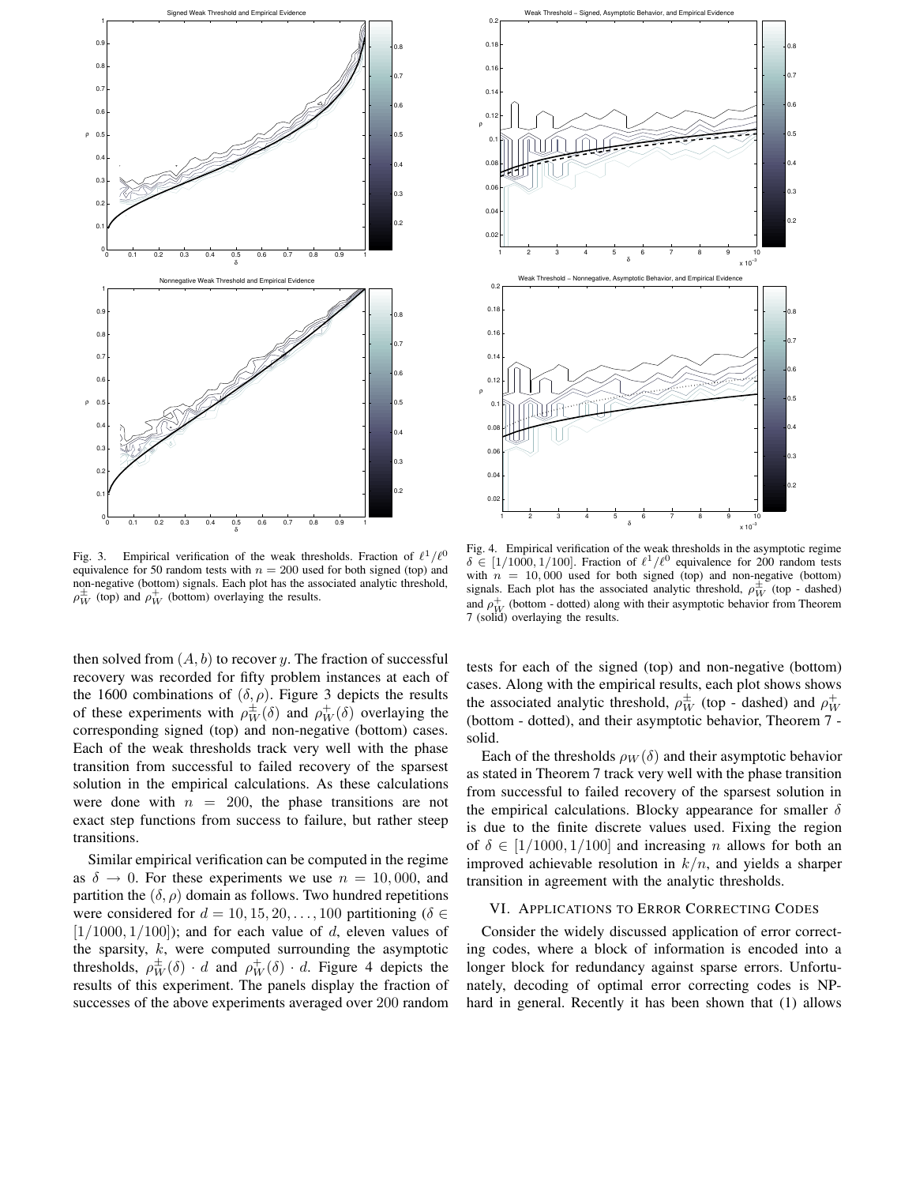Fig. 3. Empirical verification of the weak thresholds. Fraction of $\ell^1/\ell^0$ equivalence for 50 random tests with $n = 200$ used for both signed (top) and non-negative (bottom) signals. Each plot has the associated analytic threshold, $\rho_W^{\pm}$ (top) and $\rho_W^{+}$ (bottom) overlaying the results.

Fig. 4. Empirical verification of the weak thresholds in the asymptotic regime $\delta \in [1/1000, 1/100]$. Fraction of $\ell^1/\ell^0$ equivalence for 200 random tests with $n = 10,000$ used for both signed (top) and non-negative (bottom) signals. Each plot has the associated analytic threshold, $\rho_W^{\pm}$ (top - dashed) and $\rho_W^{+}$ (bottom - dotted) along with their asymptotic behavior from Theorem 7 (solid) overlaying the results.

then solved from $(A, b)$ to recover $y$. The fraction of successful recovery was recorded for fifty problem instances at each of the 1600 combinations of $(\delta, \rho)$. Figure 3 depicts the results of these experiments with $\rho_W^{\pm}(\delta)$ and $\rho_W^{+}(\delta)$ overlaying the corresponding signed (top) and non-negative (bottom) cases. Each of the weak thresholds track very well with the phase transition from successful to failed recovery of the sparsest solution in the empirical calculations. As these calculations were done with $n = 200$, the phase transitions are not exact step functions from success to failure, but rather steep transitions.

Similar empirical verification can be computed in the regime as $\delta \to 0$. For these experiments we use $n = 10,000$, and partition the $(\delta, \rho)$ domain as follows. Two hundred repetitions were considered for $d = 10, 15, 20, \ldots, 100$ partitioning ($\delta \in [1/1000, 1/100]$); and for each value of $d$, eleven values of the sparsity, $k$, were computed surrounding the asymptotic thresholds, $\rho_W^{\pm}(\delta) \cdot d$ and $\rho_W^{+}(\delta) \cdot d$. Figure 4 depicts the results of this experiment. The panels display the fraction of successes of the above experiments averaged over 200 random tests for each of the signed (top) and non-negative (bottom) cases. Along with the empirical results, each plot shows shows the associated analytic threshold, $\rho_W^{\pm}$ (top - dashed) and $\rho_W^{+}$ (bottom - dotted), and their asymptotic behavior, Theorem 7 - solid.

Each of the thresholds $\rho_W(\delta)$ and their asymptotic behavior as stated in Theorem 7 track very well with the phase transition from successful to failed recovery of the sparsest solution in the empirical calculations. Blocky appearance for smaller $\delta$ is due to the finite discrete values used. Fixing the region of $\delta \in [1/1000, 1/100]$ and increasing $n$ allows for both an improved achievable resolution in $k/n$, and yields a sharper transition in agreement with the analytic thresholds.

## VI. Applications to Error Correcting Codes

Consider the widely discussed application of error correcting codes, where a block of information is encoded into a longer block for redundancy against sparse errors. Unfortunately, decoding of optimal error correcting codes is NP-hard in general. Recently it has been shown that (1) allows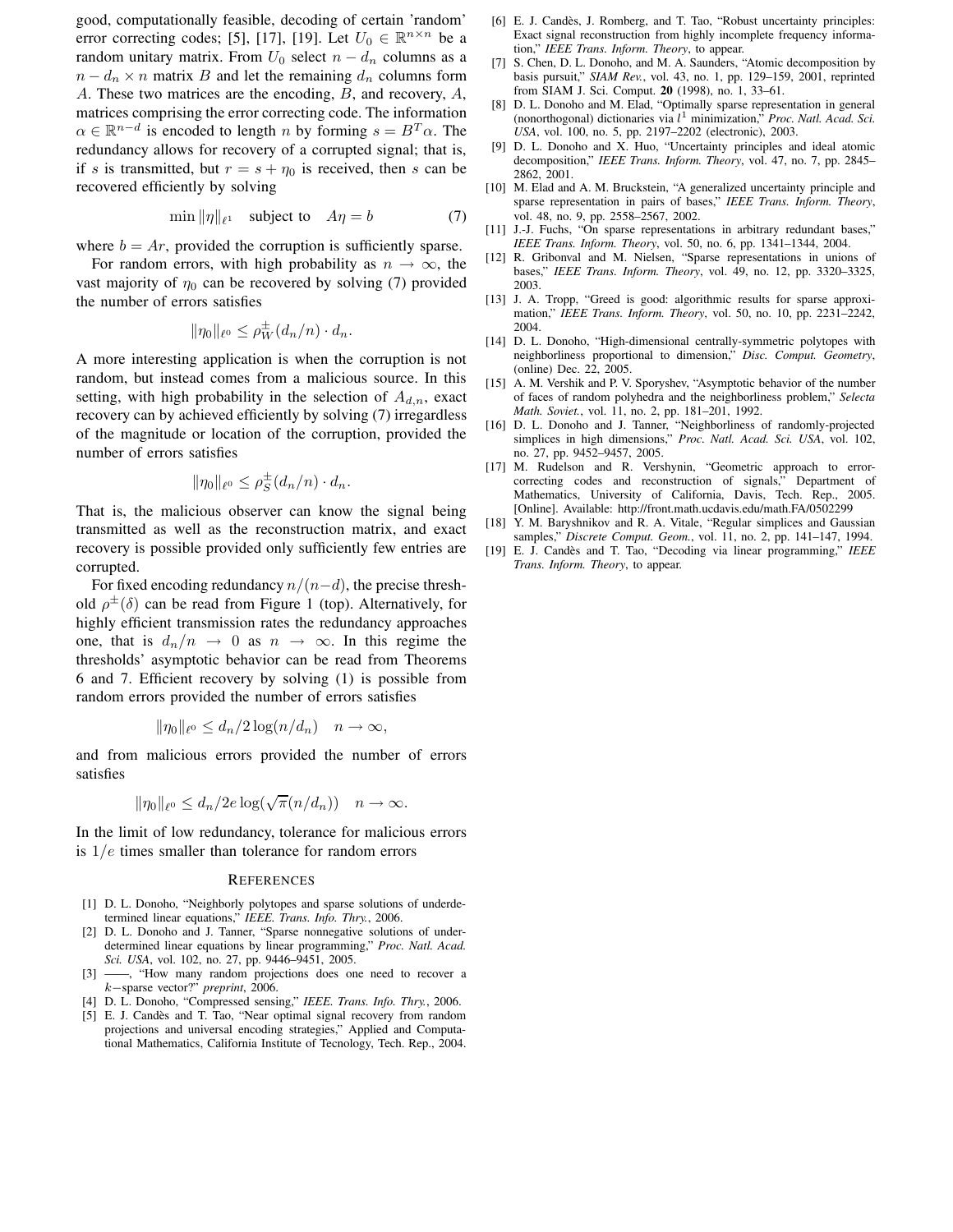good, computationally feasible, decoding of certain 'random' error correcting codes; [5], [17], [19]. Let $U_0 \in \mathbb{R}^{n\times n}$ be a random unitary matrix. From $U_0$ select $n - d_n$ columns as a $n - d_n \times n$ matrix $B$ and let the remaining $d_n$ columns form $A$. These two matrices are the encoding, $B$, and recovery, $A$, matrices comprising the error correcting code. The information $\alpha \in \mathbb{R}^{n-d}$ is encoded to length $n$ by forming $s = B^T\alpha$. The redundancy allows for recovery of a corrupted signal; that is, if $s$ is transmitted, but $r = s + \eta_0$ is received, then $s$ can be recovered efficiently by solving

$$\min \|\eta\|_{\ell^1} \quad \text{subject to} \quad A\eta = b \tag{7}$$

where $b = Ar$, provided the corruption is sufficiently sparse.

For random errors, with high probability as $n \to \infty$, the vast majority of $\eta_0$ can be recovered by solving (7) provided the number of errors satisfies

$$\|\eta_0\|_{\ell^0} \le \rho_W^{\pm}(d_n/n) \cdot d_n.$$

A more interesting application is when the corruption is not random, but instead comes from a malicious source. In this setting, with high probability in the selection of $A_{d,n}$, exact recovery can by achieved efficiently by solving (7) irregardless of the magnitude or location of the corruption, provided the number of errors satisfies

$$\|\eta_0\|_{\ell^0} \le \rho_S^{\pm}(d_n/n) \cdot d_n.$$

That is, the malicious observer can know the signal being transmitted as well as the reconstruction matrix, and exact recovery is possible provided only sufficiently few entries are corrupted.

For fixed encoding redundancy $n/(n-d)$, the precise threshold $\rho^{\pm}(\delta)$ can be read from Figure 1 (top). Alternatively, for highly efficient transmission rates the redundancy approaches one, that is $d_n/n \to 0$ as $n \to \infty$. In this regime the thresholds' asymptotic behavior can be read from Theorems 6 and 7. Efficient recovery by solving (1) is possible from random errors provided the number of errors satisfies

$$\|\eta_0\|_{\ell^0} \le d_n/2\log(n/d_n) \quad n \to \infty,$$

and from malicious errors provided the number of errors satisfies

$$\|\eta_0\|_{\ell^0} \le d_n/2e\log(\sqrt{\pi}(n/d_n)) \quad n \to \infty.$$

In the limit of low redundancy, tolerance for malicious errors is $1/e$ times smaller than tolerance for random errors

## References

[1] D. L. Donoho, "Neighborly polytopes and sparse solutions of underdetermined linear equations," *IEEE. Trans. Info. Thry.*, 2006.

[2] D. L. Donoho and J. Tanner, "Sparse nonnegative solutions of underdetermined linear equations by linear programming," *Proc. Natl. Acad. Sci. USA*, vol. 102, no. 27, pp. 9446–9451, 2005.

[3] ——, "How many random projections does one need to recover a $k-$sparse vector?" *preprint*, 2006.

[4] D. L. Donoho, "Compressed sensing," *IEEE. Trans. Info. Thry.*, 2006.

[5] E. J. Candès and T. Tao, "Near optimal signal recovery from random projections and universal encoding strategies," Applied and Computational Mathematics, California Institute of Tecnology, Tech. Rep., 2004.

[6] E. J. Candès, J. Romberg, and T. Tao, "Robust uncertainty principles: Exact signal reconstruction from highly incomplete frequency information," *IEEE Trans. Inform. Theory*, to appear.

[7] S. Chen, D. L. Donoho, and M. A. Saunders, "Atomic decomposition by basis pursuit," *SIAM Rev.*, vol. 43, no. 1, pp. 129–159, 2001, reprinted from SIAM J. Sci. Comput. **20** (1998), no. 1, 33–61.

[8] D. L. Donoho and M. Elad, "Optimally sparse representation in general (nonorthogonal) dictionaries via $l^1$ minimization," *Proc. Natl. Acad. Sci. USA*, vol. 100, no. 5, pp. 2197–2202 (electronic), 2003.

[9] D. L. Donoho and X. Huo, "Uncertainty principles and ideal atomic decomposition," *IEEE Trans. Inform. Theory*, vol. 47, no. 7, pp. 2845–2862, 2001.

[10] M. Elad and A. M. Bruckstein, "A generalized uncertainty principle and sparse representation in pairs of bases," *IEEE Trans. Inform. Theory*, vol. 48, no. 9, pp. 2558–2567, 2002.

[11] J.-J. Fuchs, "On sparse representations in arbitrary redundant bases," *IEEE Trans. Inform. Theory*, vol. 50, no. 6, pp. 1341–1344, 2004.

[12] R. Gribonval and M. Nielsen, "Sparse representations in unions of bases," *IEEE Trans. Inform. Theory*, vol. 49, no. 12, pp. 3320–3325, 2003.

[13] J. A. Tropp, "Greed is good: algorithmic results for sparse approximation," *IEEE Trans. Inform. Theory*, vol. 50, no. 10, pp. 2231–2242, 2004.

[14] D. L. Donoho, "High-dimensional centrally-symmetric polytopes with neighborliness proportional to dimension," *Disc. Comput. Geometry*, (online) Dec. 22, 2005.

[15] A. M. Vershik and P. V. Sporyshev, "Asymptotic behavior of the number of faces of random polyhedra and the neighborliness problem," *Selecta Math. Soviet.*, vol. 11, no. 2, pp. 181–201, 1992.

[16] D. L. Donoho and J. Tanner, "Neighborliness of randomly-projected simplices in high dimensions," *Proc. Natl. Acad. Sci. USA*, vol. 102, no. 27, pp. 9452–9457, 2005.

[17] M. Rudelson and R. Vershynin, "Geometric approach to error-correcting codes and reconstruction of signals," Department of Mathematics, University of California, Davis, Tech. Rep., 2005. [Online]. Available: http://front.math.ucdavis.edu/math.FA/0502299

[18] Y. M. Baryshnikov and R. A. Vitale, "Regular simplices and Gaussian samples," *Discrete Comput. Geom.*, vol. 11, no. 2, pp. 141–147, 1994.

[19] E. J. Candès and T. Tao, "Decoding via linear programming," *IEEE Trans. Inform. Theory*, to appear.